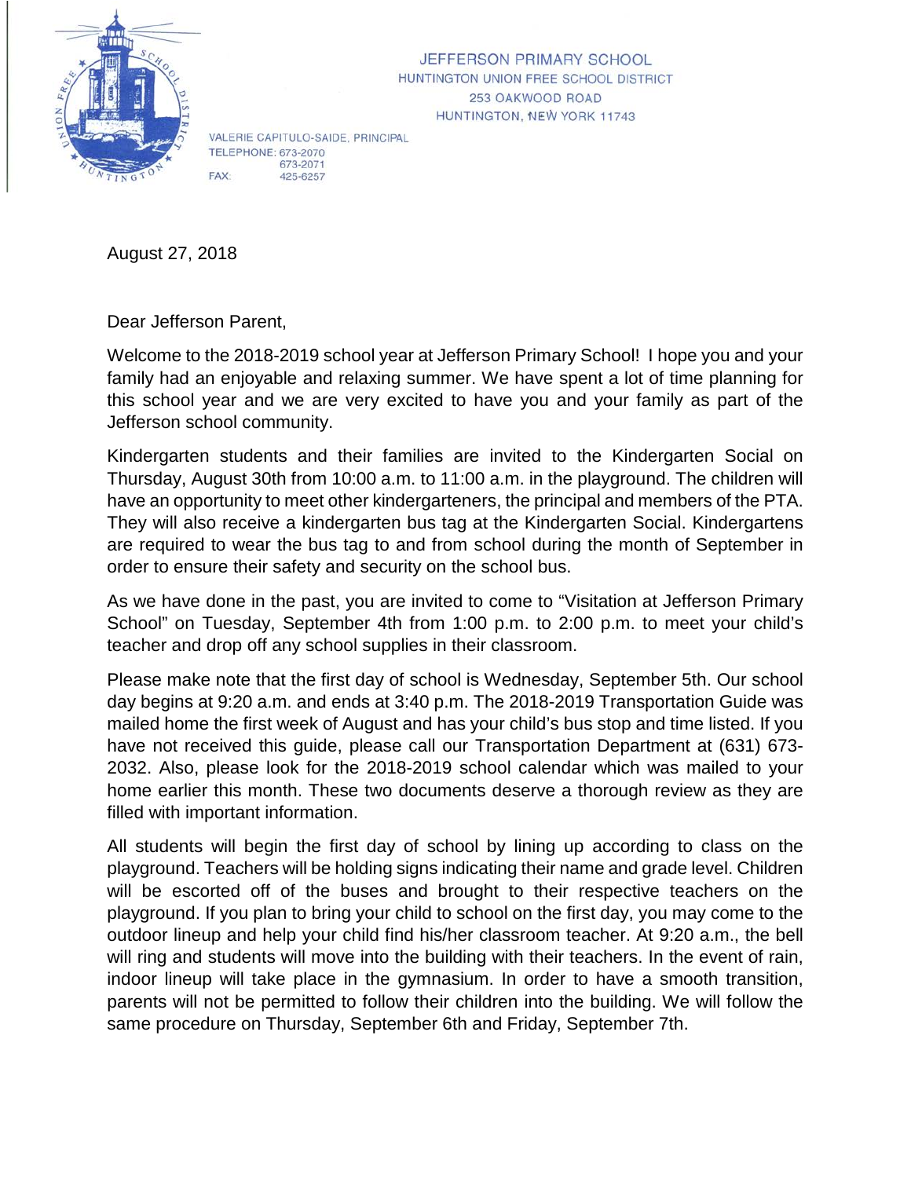JEFFERSON PRIMARY SCHOOL
HUNTINGTON UNION FREE SCHOOL DISTRICT
253 OAKWOOD ROAD
HUNTINGTON, NEW YORK 11743

VALERIE CAPITULO-SAIDE, PRINCIPAL
TELEPHONE: 673-2070
673-2071
FAX: 425-6257

August 27, 2018

Dear Jefferson Parent,

Welcome to the 2018-2019 school year at Jefferson Primary School! I hope you and your family had an enjoyable and relaxing summer. We have spent a lot of time planning for this school year and we are very excited to have you and your family as part of the Jefferson school community.

Kindergarten students and their families are invited to the Kindergarten Social on Thursday, August 30th from 10:00 a.m. to 11:00 a.m. in the playground. The children will have an opportunity to meet other kindergarteners, the principal and members of the PTA. They will also receive a kindergarten bus tag at the Kindergarten Social. Kindergartens are required to wear the bus tag to and from school during the month of September in order to ensure their safety and security on the school bus.

As we have done in the past, you are invited to come to "Visitation at Jefferson Primary School" on Tuesday, September 4th from 1:00 p.m. to 2:00 p.m. to meet your child's teacher and drop off any school supplies in their classroom.

Please make note that the first day of school is Wednesday, September 5th. Our school day begins at 9:20 a.m. and ends at 3:40 p.m. The 2018-2019 Transportation Guide was mailed home the first week of August and has your child's bus stop and time listed. If you have not received this guide, please call our Transportation Department at (631) 673-2032. Also, please look for the 2018-2019 school calendar which was mailed to your home earlier this month. These two documents deserve a thorough review as they are filled with important information.

All students will begin the first day of school by lining up according to class on the playground. Teachers will be holding signs indicating their name and grade level. Children will be escorted off of the buses and brought to their respective teachers on the playground. If you plan to bring your child to school on the first day, you may come to the outdoor lineup and help your child find his/her classroom teacher. At 9:20 a.m., the bell will ring and students will move into the building with their teachers. In the event of rain, indoor lineup will take place in the gymnasium. In order to have a smooth transition, parents will not be permitted to follow their children into the building. We will follow the same procedure on Thursday, September 6th and Friday, September 7th.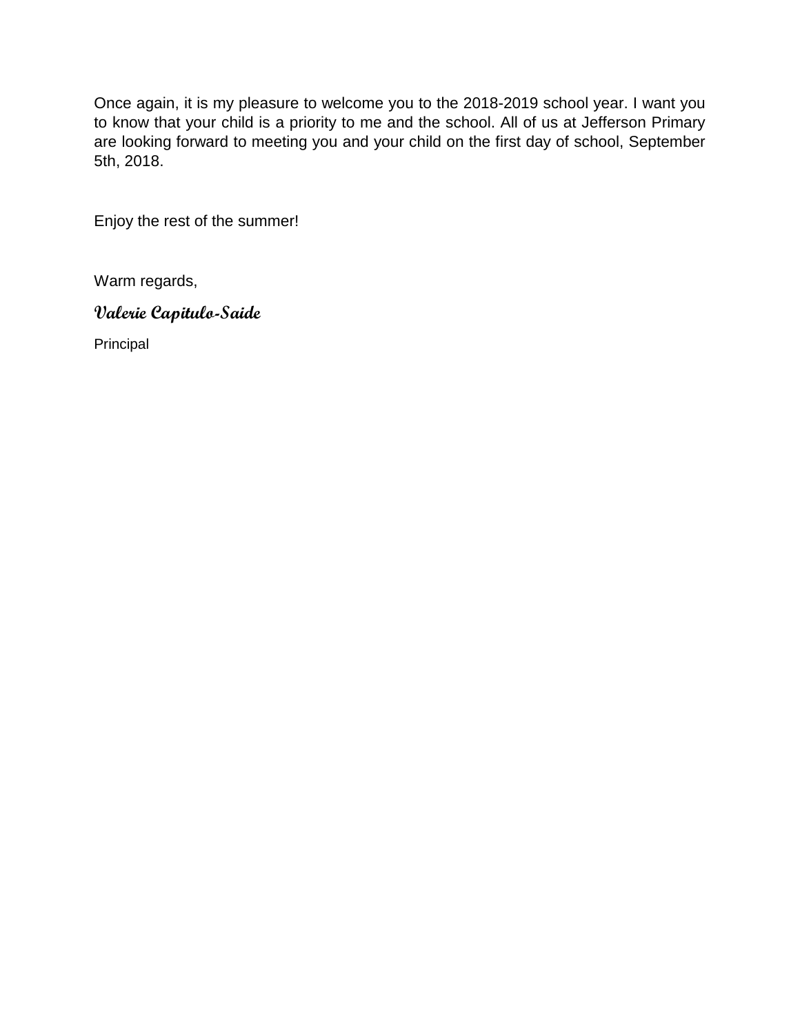Once again, it is my pleasure to welcome you to the 2018-2019 school year. I want you to know that your child is a priority to me and the school. All of us at Jefferson Primary are looking forward to meeting you and your child on the first day of school, September 5th, 2018.

Enjoy the rest of the summer!

Warm regards,

**Valerie Capitulo-Saide**

Principal